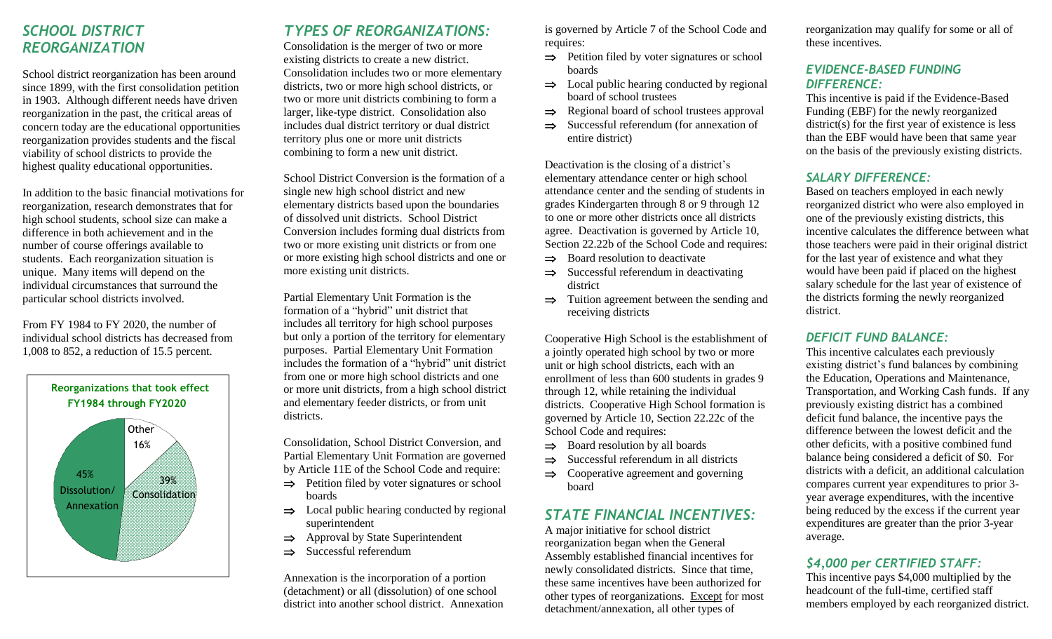## SCHOOL DISTRICT REORGANIZATION

School district reorganization has been around since 1899, with the first consolidation petition in 1903. Although different needs have driven reorganization in the past, the critical areas of concern today are the educational opportunities reorganization provides students and the fiscal viability of school districts to provide the highest quality educational opportunities.

In addition to the basic financial motivations for reorganization, research demonstrates that for high school students, school size can make a difference in both achievement and in the number of course offerings available to students. Each reorganization situation is unique. Many items will depend on the individual circumstances that surround the particular school districts involved.

From FY 1984 to FY 2020, the number of individual school districts has decreased from 1,008 to 852, a reduction of 15.5 percent.

**Reorganizations that took effect FY1984 through FY2020**

- Other 16%
- 39% Consolidation
- 45% Dissolution/ Annexation

## TYPES OF REORGANIZATIONS:

Consolidation is the merger of two or more existing districts to create a new district. Consolidation includes two or more elementary districts, two or more high school districts, or two or more unit districts combining to form a larger, like-type district. Consolidation also includes dual district territory or dual district territory plus one or more unit districts combining to form a new unit district.

School District Conversion is the formation of a single new high school district and new elementary districts based upon the boundaries of dissolved unit districts. School District Conversion includes forming dual districts from two or more existing unit districts or from one or more existing high school districts and one or more existing unit districts.

Partial Elementary Unit Formation is the formation of a "hybrid" unit district that includes all territory for high school purposes but only a portion of the territory for elementary purposes. Partial Elementary Unit Formation includes the formation of a "hybrid" unit district from one or more high school districts and one or more unit districts, from a high school district and elementary feeder districts, or from unit districts.

Consolidation, School District Conversion, and Partial Elementary Unit Formation are governed by Article 11E of the School Code and require:

- ⇒ Petition filed by voter signatures or school boards
- ⇒ Local public hearing conducted by regional superintendent
- ⇒ Approval by State Superintendent
- ⇒ Successful referendum

Annexation is the incorporation of a portion (detachment) or all (dissolution) of one school district into another school district. Annexation is governed by Article 7 of the School Code and requires:

- ⇒ Petition filed by voter signatures or school boards
- ⇒ Local public hearing conducted by regional board of school trustees
- ⇒ Regional board of school trustees approval
- ⇒ Successful referendum (for annexation of entire district)

Deactivation is the closing of a district's elementary attendance center or high school attendance center and the sending of students in grades Kindergarten through 8 or 9 through 12 to one or more other districts once all districts agree. Deactivation is governed by Article 10, Section 22.22b of the School Code and requires:

- ⇒ Board resolution to deactivate
- ⇒ Successful referendum in deactivating district
- ⇒ Tuition agreement between the sending and receiving districts

Cooperative High School is the establishment of a jointly operated high school by two or more unit or high school districts, each with an enrollment of less than 600 students in grades 9 through 12, while retaining the individual districts. Cooperative High School formation is governed by Article 10, Section 22.22c of the School Code and requires:

- ⇒ Board resolution by all boards
- ⇒ Successful referendum in all districts
- ⇒ Cooperative agreement and governing board

## STATE FINANCIAL INCENTIVES:

A major initiative for school district reorganization began when the General Assembly established financial incentives for newly consolidated districts. Since that time, these same incentives have been authorized for other types of reorganizations. Except for most detachment/annexation, all other types of reorganization may qualify for some or all of these incentives.

### EVIDENCE-BASED FUNDING DIFFERENCE:

This incentive is paid if the Evidence-Based Funding (EBF) for the newly reorganized district(s) for the first year of existence is less than the EBF would have been that same year on the basis of the previously existing districts.

### SALARY DIFFERENCE:

Based on teachers employed in each newly reorganized district who were also employed in one of the previously existing districts, this incentive calculates the difference between what those teachers were paid in their original district for the last year of existence and what they would have been paid if placed on the highest salary schedule for the last year of existence of the districts forming the newly reorganized district.

### DEFICIT FUND BALANCE:

This incentive calculates each previously existing district's fund balances by combining the Education, Operations and Maintenance, Transportation, and Working Cash funds. If any previously existing district has a combined deficit fund balance, the incentive pays the difference between the lowest deficit and the other deficits, with a positive combined fund balance being considered a deficit of $0. For districts with a deficit, an additional calculation compares current year expenditures to prior 3-year average expenditures, with the incentive being reduced by the excess if the current year expenditures are greater than the prior 3-year average.

### $4,000 per CERTIFIED STAFF:

This incentive pays $4,000 multiplied by the headcount of the full-time, certified staff members employed by each reorganized district.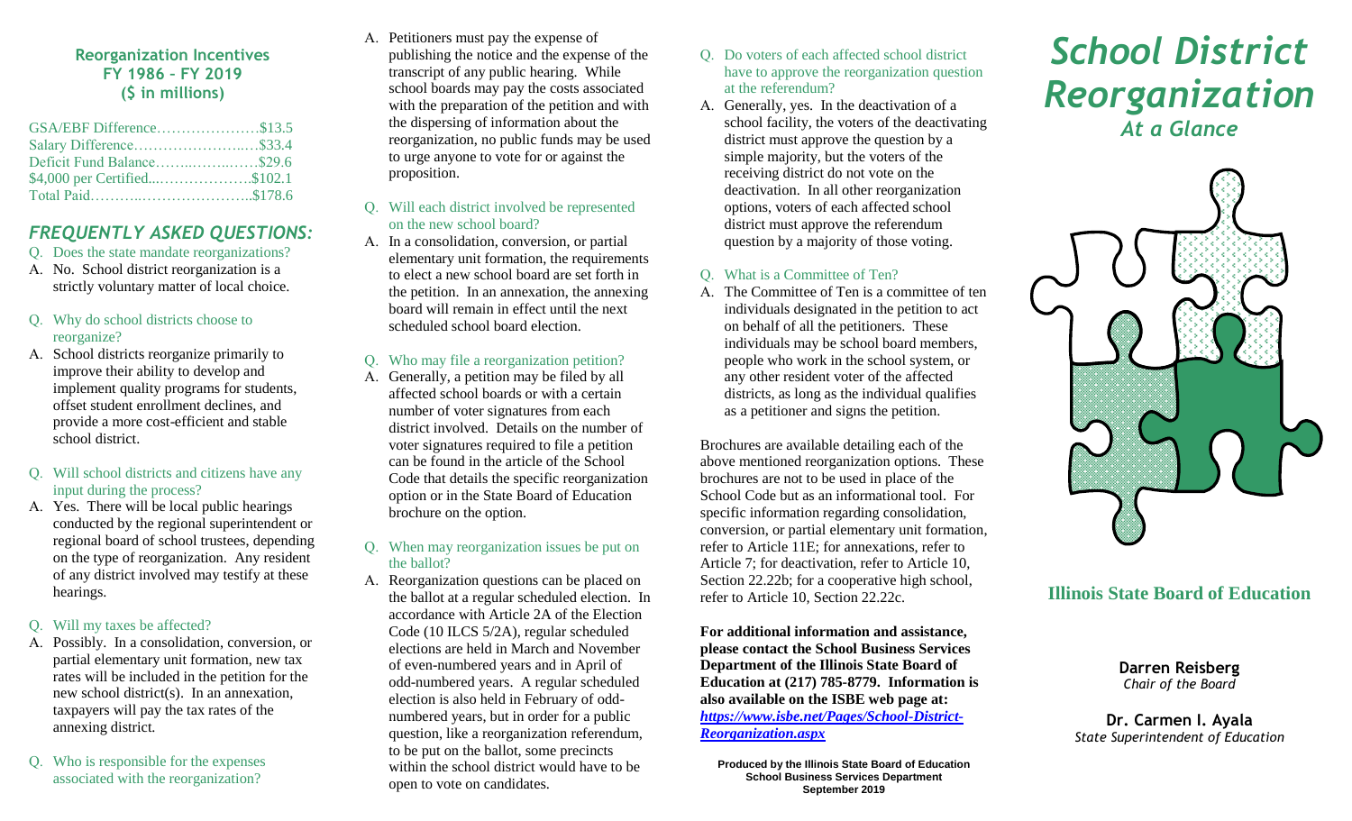## Reorganization Incentives FY 1986 – FY 2019 ($ in millions)

| | |
|---|---|
| GSA/EBF Difference | $13.5 |
| Salary Difference | $33.4 |
| Deficit Fund Balance | $29.6 |
| $4,000 per Certified | $102.1 |
| Total Paid | $178.6 |

## *FREQUENTLY ASKED QUESTIONS:*

Q. Does the state mandate reorganizations?

A. No. School district reorganization is a strictly voluntary matter of local choice.

Q. Why do school districts choose to reorganize?

A. School districts reorganize primarily to improve their ability to develop and implement quality programs for students, offset student enrollment declines, and provide a more cost-efficient and stable school district.

Q. Will school districts and citizens have any input during the process?

A. Yes. There will be local public hearings conducted by the regional superintendent or regional board of school trustees, depending on the type of reorganization. Any resident of any district involved may testify at these hearings.

Q. Will my taxes be affected?

A. Possibly. In a consolidation, conversion, or partial elementary unit formation, new tax rates will be included in the petition for the new school district(s). In an annexation, taxpayers will pay the tax rates of the annexing district.

Q. Who is responsible for the expenses associated with the reorganization?

A. Petitioners must pay the expense of publishing the notice and the expense of the transcript of any public hearing. While school boards may pay the costs associated with the preparation of the petition and with the dispersing of information about the reorganization, no public funds may be used to urge anyone to vote for or against the proposition.

Q. Will each district involved be represented on the new school board?

A. In a consolidation, conversion, or partial elementary unit formation, the requirements to elect a new school board are set forth in the petition. In an annexation, the annexing board will remain in effect until the next scheduled school board election.

Q. Who may file a reorganization petition?

A. Generally, a petition may be filed by all affected school boards or with a certain number of voter signatures from each district involved. Details on the number of voter signatures required to file a petition can be found in the article of the School Code that details the specific reorganization option or in the State Board of Education brochure on the option.

Q. When may reorganization issues be put on the ballot?

A. Reorganization questions can be placed on the ballot at a regular scheduled election. In accordance with Article 2A of the Election Code (10 ILCS 5/2A), regular scheduled elections are held in March and November of even-numbered years and in April of odd-numbered years. A regular scheduled election is also held in February of odd-numbered years, but in order for a public question, like a reorganization referendum, to be put on the ballot, some precincts within the school district would have to be open to vote on candidates.

Q. Do voters of each affected school district have to approve the reorganization question at the referendum?

A. Generally, yes. In the deactivation of a school facility, the voters of the deactivating district must approve the question by a simple majority, but the voters of the receiving district do not vote on the deactivation. In all other reorganization options, voters of each affected school district must approve the referendum question by a majority of those voting.

Q. What is a Committee of Ten?

A. The Committee of Ten is a committee of ten individuals designated in the petition to act on behalf of all the petitioners. These individuals may be school board members, people who work in the school system, or any other resident voter of the affected districts, as long as the individual qualifies as a petitioner and signs the petition.

Brochures are available detailing each of the above mentioned reorganization options. These brochures are not to be used in place of the School Code but as an informational tool. For specific information regarding consolidation, conversion, or partial elementary unit formation, refer to Article 11E; for annexations, refer to Article 7; for deactivation, refer to Article 10, Section 22.22b; for a cooperative high school, refer to Article 10, Section 22.22c.

**For additional information and assistance, please contact the School Business Services Department of the Illinois State Board of Education at (217) 785-8779. Information is also available on the ISBE web page at:** ***https://www.isbe.net/Pages/School-District-Reorganization.aspx***

**Produced by the Illinois State Board of Education**
**School Business Services Department**
**September 2019**

# *School District Reorganization*

*At a Glance*

## Illinois State Board of Education

**Darren Reisberg**
*Chair of the Board*

**Dr. Carmen I. Ayala**
*State Superintendent of Education*